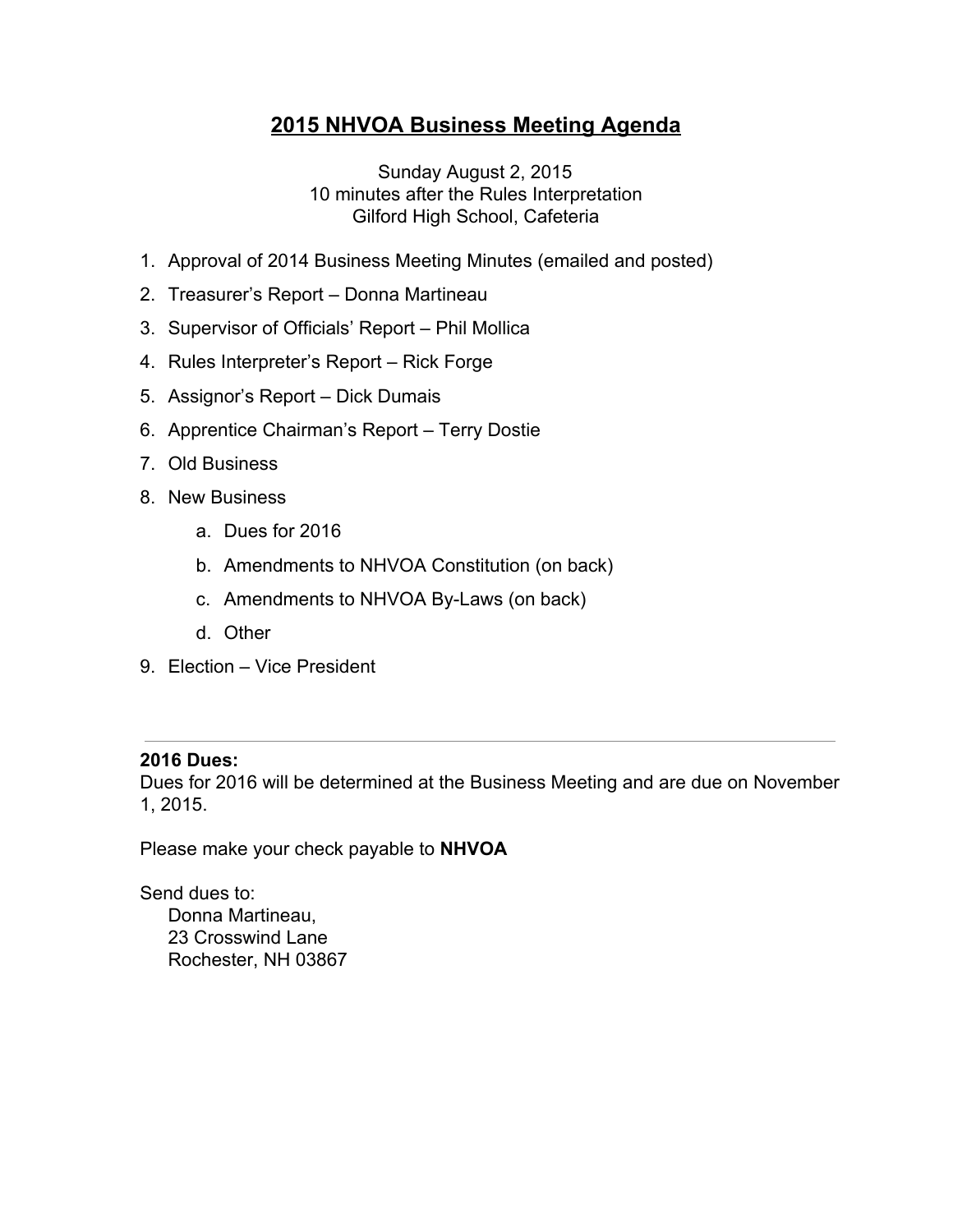# 2015 NHVOA Business Meeting Agenda

Sunday August 2, 2015
10 minutes after the Rules Interpretation
Gilford High School, Cafeteria

1. Approval of 2014 Business Meeting Minutes (emailed and posted)
2. Treasurer's Report – Donna Martineau
3. Supervisor of Officials' Report – Phil Mollica
4. Rules Interpreter's Report – Rick Forge
5. Assignor's Report – Dick Dumais
6. Apprentice Chairman's Report – Terry Dostie
7. Old Business
8. New Business
   a. Dues for 2016
   b. Amendments to NHVOA Constitution (on back)
   c. Amendments to NHVOA By-Laws (on back)
   d. Other
9. Election – Vice President

---

**2016 Dues:**
Dues for 2016 will be determined at the Business Meeting and are due on November 1, 2015.

Please make your check payable to **NHVOA**

Send dues to:
Donna Martineau,
23 Crosswind Lane
Rochester, NH 03867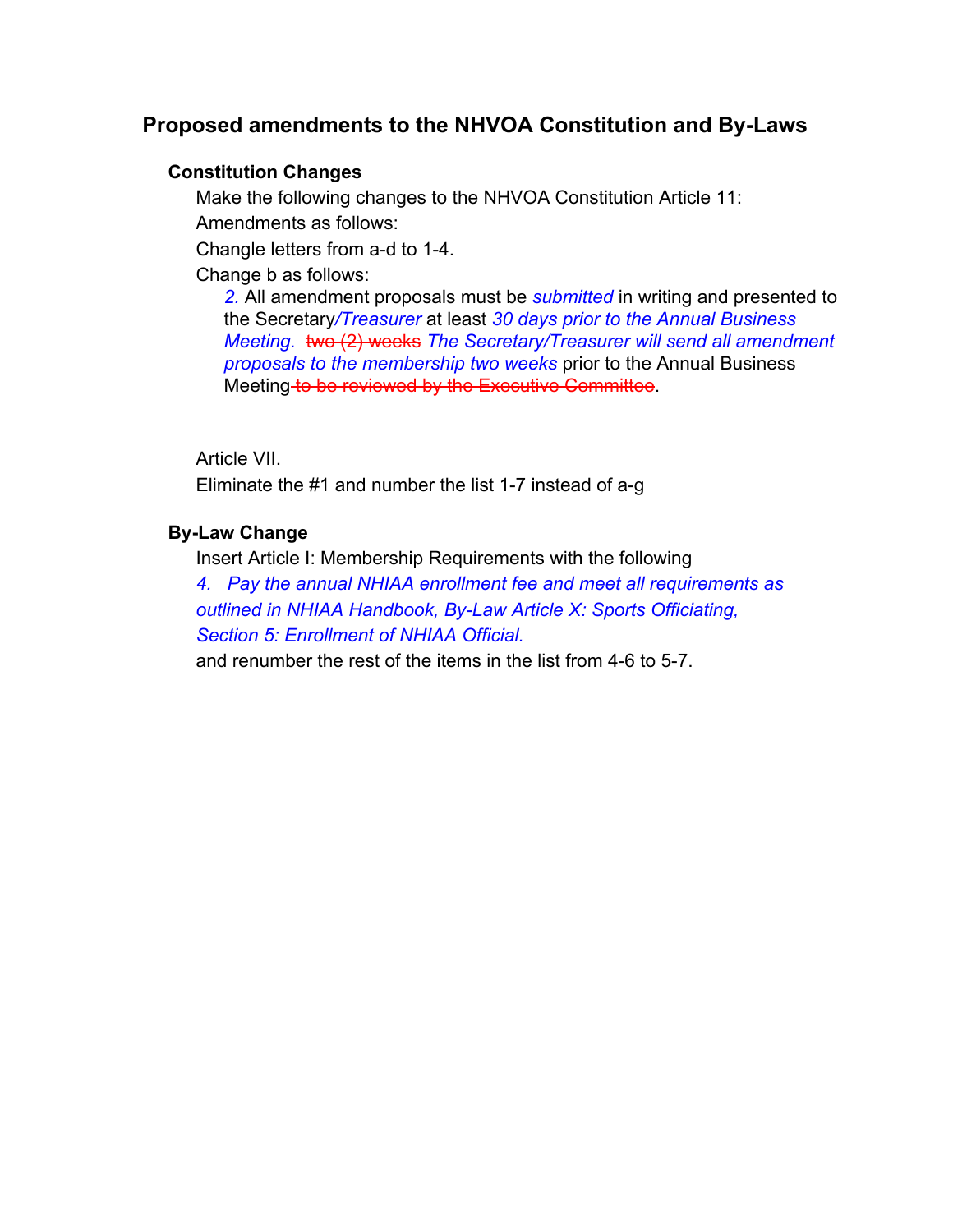## Proposed amendments to the NHVOA Constitution and By-Laws

### Constitution Changes

Make the following changes to the NHVOA Constitution Article 11:

Amendments as follows:

Changle letters from a-d to 1-4.

Change b as follows:

> *2.* All amendment proposals must be *submitted* in writing and presented to the Secretary*/Treasurer* at least *30 days prior to the Annual Business Meeting.* ~~two (2) weeks~~ *The Secretary/Treasurer will send all amendment proposals to the membership two weeks* prior to the Annual Business Meeting ~~to be reviewed by the Executive Committee~~.

Article VII.

Eliminate the #1 and number the list 1-7 instead of a-g

### By-Law Change

Insert Article I: Membership Requirements with the following

*4. Pay the annual NHIAA enrollment fee and meet all requirements as outlined in NHIAA Handbook, By-Law Article X: Sports Officiating, Section 5: Enrollment of NHIAA Official.*

and renumber the rest of the items in the list from 4-6 to 5-7.